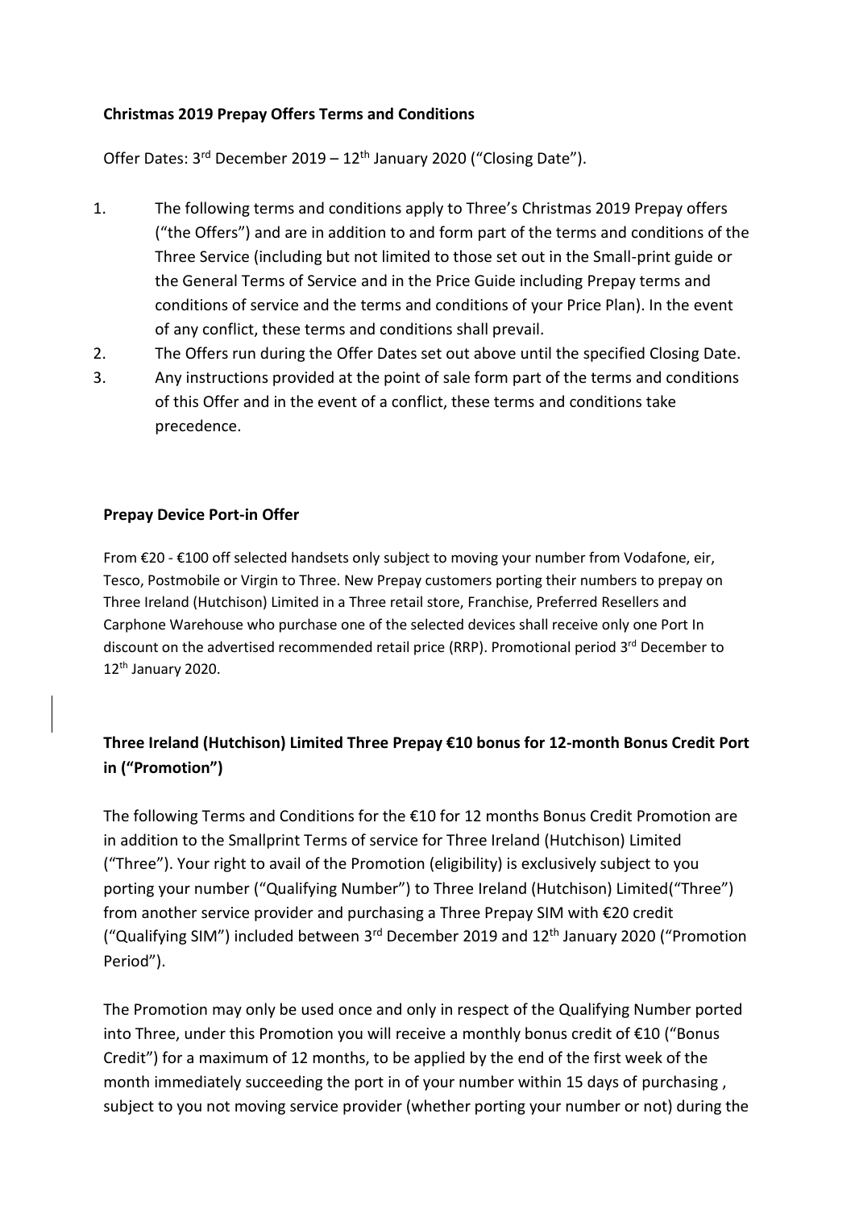**Christmas 2019 Prepay Offers Terms and Conditions**

Offer Dates: 3rd December 2019 – 12th January 2020 ("Closing Date").

1. The following terms and conditions apply to Three's Christmas 2019 Prepay offers ("the Offers") and are in addition to and form part of the terms and conditions of the Three Service (including but not limited to those set out in the Small-print guide or the General Terms of Service and in the Price Guide including Prepay terms and conditions of service and the terms and conditions of your Price Plan). In the event of any conflict, these terms and conditions shall prevail.
2. The Offers run during the Offer Dates set out above until the specified Closing Date.
3. Any instructions provided at the point of sale form part of the terms and conditions of this Offer and in the event of a conflict, these terms and conditions take precedence.

**Prepay Device Port-in Offer**

From €20 - €100 off selected handsets only subject to moving your number from Vodafone, eir, Tesco, Postmobile or Virgin to Three. New Prepay customers porting their numbers to prepay on Three Ireland (Hutchison) Limited in a Three retail store, Franchise, Preferred Resellers and Carphone Warehouse who purchase one of the selected devices shall receive only one Port In discount on the advertised recommended retail price (RRP). Promotional period 3rd December to 12th January 2020.

**Three Ireland (Hutchison) Limited Three Prepay €10 bonus for 12-month Bonus Credit Port in ("Promotion")**

The following Terms and Conditions for the €10 for 12 months Bonus Credit Promotion are in addition to the Smallprint Terms of service for Three Ireland (Hutchison) Limited ("Three"). Your right to avail of the Promotion (eligibility) is exclusively subject to you porting your number ("Qualifying Number") to Three Ireland (Hutchison) Limited("Three") from another service provider and purchasing a Three Prepay SIM with €20 credit ("Qualifying SIM") included between 3rd December 2019 and 12th January 2020 ("Promotion Period").

The Promotion may only be used once and only in respect of the Qualifying Number ported into Three, under this Promotion you will receive a monthly bonus credit of €10 ("Bonus Credit") for a maximum of 12 months, to be applied by the end of the first week of the month immediately succeeding the port in of your number within 15 days of purchasing , subject to you not moving service provider (whether porting your number or not) during the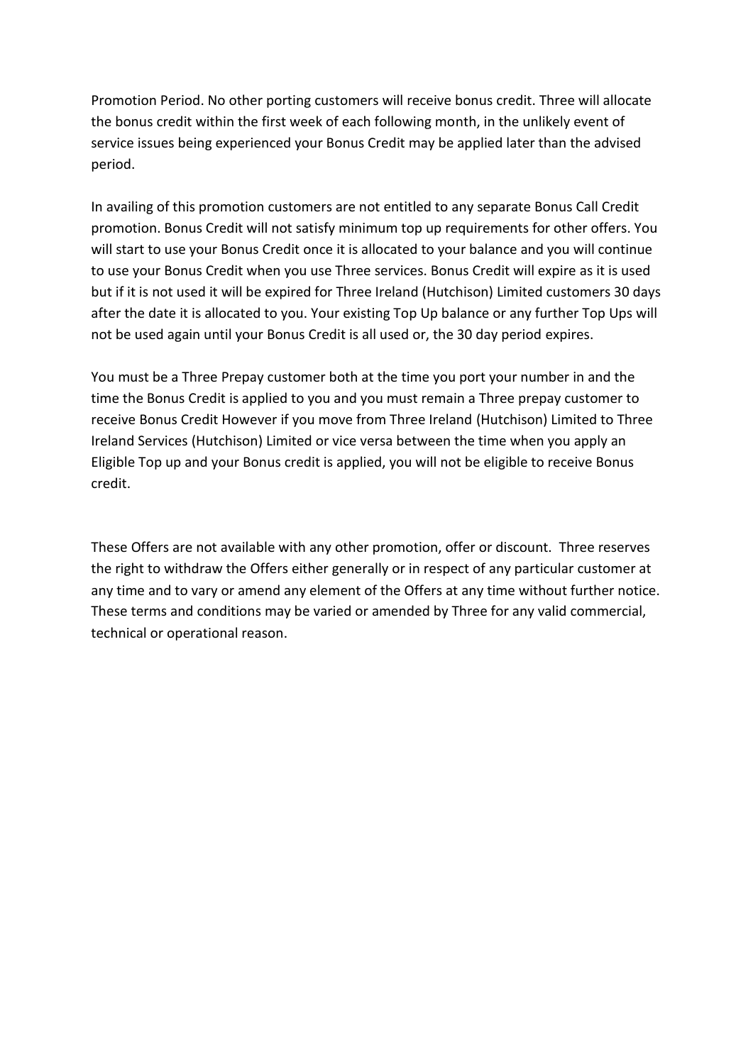Promotion Period. No other porting customers will receive bonus credit. Three will allocate the bonus credit within the first week of each following month, in the unlikely event of service issues being experienced your Bonus Credit may be applied later than the advised period.

In availing of this promotion customers are not entitled to any separate Bonus Call Credit promotion. Bonus Credit will not satisfy minimum top up requirements for other offers. You will start to use your Bonus Credit once it is allocated to your balance and you will continue to use your Bonus Credit when you use Three services. Bonus Credit will expire as it is used but if it is not used it will be expired for Three Ireland (Hutchison) Limited customers 30 days after the date it is allocated to you. Your existing Top Up balance or any further Top Ups will not be used again until your Bonus Credit is all used or, the 30 day period expires.

You must be a Three Prepay customer both at the time you port your number in and the time the Bonus Credit is applied to you and you must remain a Three prepay customer to receive Bonus Credit However if you move from Three Ireland (Hutchison) Limited to Three Ireland Services (Hutchison) Limited or vice versa between the time when you apply an Eligible Top up and your Bonus credit is applied, you will not be eligible to receive Bonus credit.

These Offers are not available with any other promotion, offer or discount. Three reserves the right to withdraw the Offers either generally or in respect of any particular customer at any time and to vary or amend any element of the Offers at any time without further notice. These terms and conditions may be varied or amended by Three for any valid commercial, technical or operational reason.